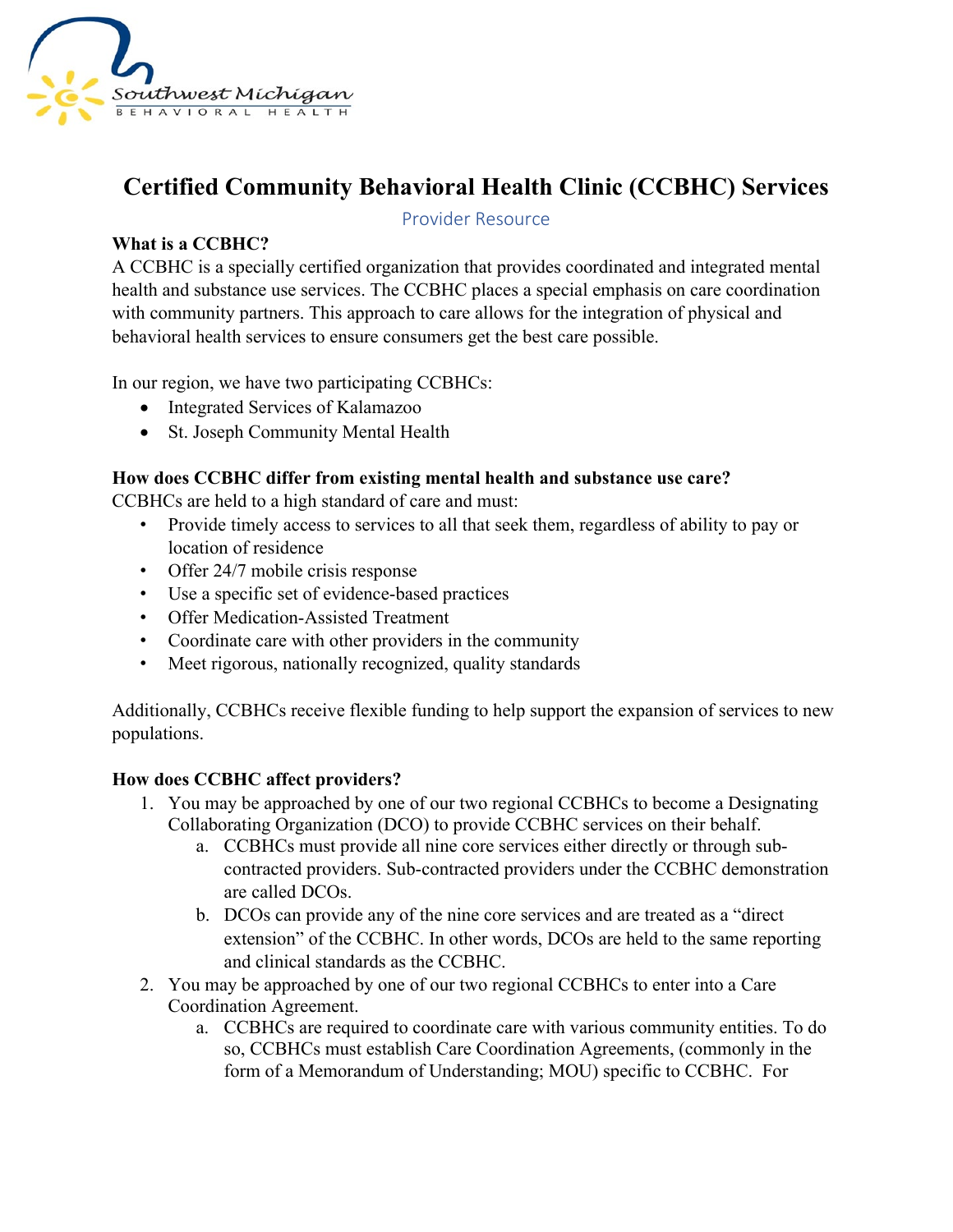Southwest Michigan BEHAVIORAL HEALTH

# Certified Community Behavioral Health Clinic (CCBHC) Services

Provider Resource

**What is a CCBHC?**

A CCBHC is a specially certified organization that provides coordinated and integrated mental health and substance use services. The CCBHC places a special emphasis on care coordination with community partners. This approach to care allows for the integration of physical and behavioral health services to ensure consumers get the best care possible.

In our region, we have two participating CCBHCs:

- Integrated Services of Kalamazoo
- St. Joseph Community Mental Health

**How does CCBHC differ from existing mental health and substance use care?**

CCBHCs are held to a high standard of care and must:

- Provide timely access to services to all that seek them, regardless of ability to pay or location of residence
- Offer 24/7 mobile crisis response
- Use a specific set of evidence-based practices
- Offer Medication-Assisted Treatment
- Coordinate care with other providers in the community
- Meet rigorous, nationally recognized, quality standards

Additionally, CCBHCs receive flexible funding to help support the expansion of services to new populations.

**How does CCBHC affect providers?**

1. You may be approached by one of our two regional CCBHCs to become a Designating Collaborating Organization (DCO) to provide CCBHC services on their behalf.
   a. CCBHCs must provide all nine core services either directly or through sub-contracted providers. Sub-contracted providers under the CCBHC demonstration are called DCOs.
   b. DCOs can provide any of the nine core services and are treated as a "direct extension" of the CCBHC. In other words, DCOs are held to the same reporting and clinical standards as the CCBHC.
2. You may be approached by one of our two regional CCBHCs to enter into a Care Coordination Agreement.
   a. CCBHCs are required to coordinate care with various community entities. To do so, CCBHCs must establish Care Coordination Agreements, (commonly in the form of a Memorandum of Understanding; MOU) specific to CCBHC. For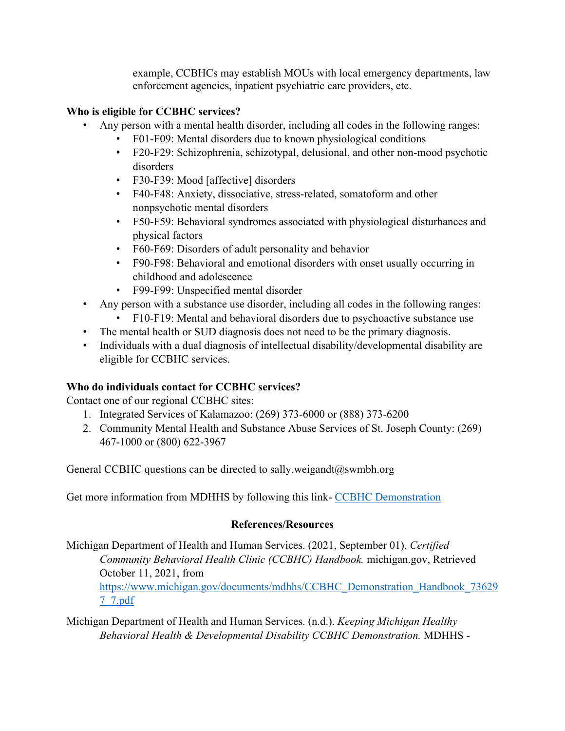example, CCBHCs may establish MOUs with local emergency departments, law enforcement agencies, inpatient psychiatric care providers, etc.

**Who is eligible for CCBHC services?**

- Any person with a mental health disorder, including all codes in the following ranges:
  - F01-F09: Mental disorders due to known physiological conditions
  - F20-F29: Schizophrenia, schizotypal, delusional, and other non-mood psychotic disorders
  - F30-F39: Mood [affective] disorders
  - F40-F48: Anxiety, dissociative, stress-related, somatoform and other nonpsychotic mental disorders
  - F50-F59: Behavioral syndromes associated with physiological disturbances and physical factors
  - F60-F69: Disorders of adult personality and behavior
  - F90-F98: Behavioral and emotional disorders with onset usually occurring in childhood and adolescence
  - F99-F99: Unspecified mental disorder
- Any person with a substance use disorder, including all codes in the following ranges:
  - F10-F19: Mental and behavioral disorders due to psychoactive substance use
- The mental health or SUD diagnosis does not need to be the primary diagnosis.
- Individuals with a dual diagnosis of intellectual disability/developmental disability are eligible for CCBHC services.

**Who do individuals contact for CCBHC services?**

Contact one of our regional CCBHC sites:

1. Integrated Services of Kalamazoo: (269) 373-6000 or (888) 373-6200
2. Community Mental Health and Substance Abuse Services of St. Joseph County: (269) 467-1000 or (800) 622-3967

General CCBHC questions can be directed to sally.weigandt@swmbh.org

Get more information from MDHHS by following this link- [CCBHC Demonstration]()

**References/Resources**

Michigan Department of Health and Human Services. (2021, September 01). *Certified Community Behavioral Health Clinic (CCBHC) Handbook.* michigan.gov, Retrieved October 11, 2021, from https://www.michigan.gov/documents/mdhhs/CCBHC_Demonstration_Handbook_736297_7.pdf

Michigan Department of Health and Human Services. (n.d.). *Keeping Michigan Healthy Behavioral Health & Developmental Disability CCBHC Demonstration.* MDHHS -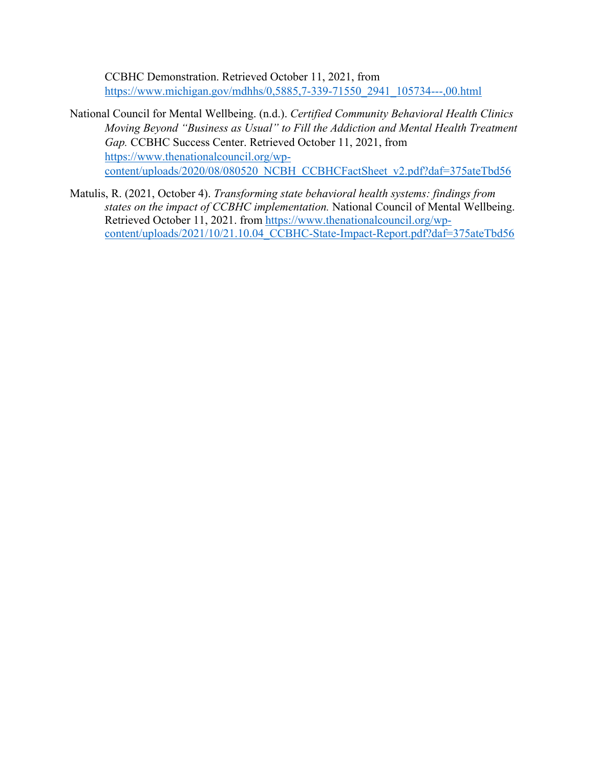CCBHC Demonstration. Retrieved October 11, 2021, from https://www.michigan.gov/mdhhs/0,5885,7-339-71550_2941_105734---,00.html

National Council for Mental Wellbeing. (n.d.). *Certified Community Behavioral Health Clinics Moving Beyond "Business as Usual" to Fill the Addiction and Mental Health Treatment Gap.* CCBHC Success Center. Retrieved October 11, 2021, from https://www.thenationalcouncil.org/wp-content/uploads/2020/08/080520_NCBH_CCBHCFactSheet_v2.pdf?daf=375ateTbd56

Matulis, R. (2021, October 4). *Transforming state behavioral health systems: findings from states on the impact of CCBHC implementation.* National Council of Mental Wellbeing. Retrieved October 11, 2021. from https://www.thenationalcouncil.org/wp-content/uploads/2021/10/21.10.04_CCBHC-State-Impact-Report.pdf?daf=375ateTbd56